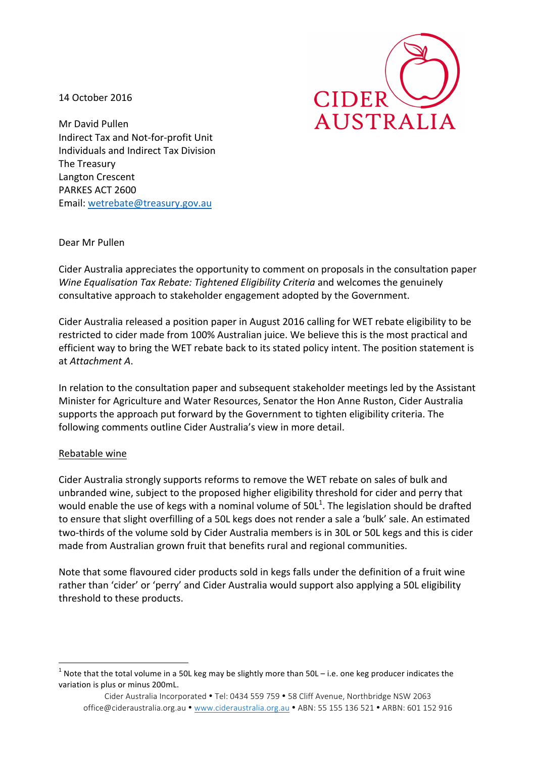14 October 2016

Mr David Pullen
Indirect Tax and Not-for-profit Unit
Individuals and Indirect Tax Division
The Treasury
Langton Crescent
PARKES ACT 2600
Email: wetrebate@treasury.gov.au

Dear Mr Pullen

Cider Australia appreciates the opportunity to comment on proposals in the consultation paper *Wine Equalisation Tax Rebate: Tightened Eligibility Criteria* and welcomes the genuinely consultative approach to stakeholder engagement adopted by the Government.

Cider Australia released a position paper in August 2016 calling for WET rebate eligibility to be restricted to cider made from 100% Australian juice. We believe this is the most practical and efficient way to bring the WET rebate back to its stated policy intent. The position statement is at *Attachment A*.

In relation to the consultation paper and subsequent stakeholder meetings led by the Assistant Minister for Agriculture and Water Resources, Senator the Hon Anne Ruston, Cider Australia supports the approach put forward by the Government to tighten eligibility criteria. The following comments outline Cider Australia's view in more detail.

<u>Rebatable wine</u>

Cider Australia strongly supports reforms to remove the WET rebate on sales of bulk and unbranded wine, subject to the proposed higher eligibility threshold for cider and perry that would enable the use of kegs with a nominal volume of 50L[1]. The legislation should be drafted to ensure that slight overfilling of a 50L kegs does not render a sale a 'bulk' sale. An estimated two-thirds of the volume sold by Cider Australia members is in 30L or 50L kegs and this is cider made from Australian grown fruit that benefits rural and regional communities.

Note that some flavoured cider products sold in kegs falls under the definition of a fruit wine rather than 'cider' or 'perry' and Cider Australia would support also applying a 50L eligibility threshold to these products.

---

[1] Note that the total volume in a 50L keg may be slightly more than 50L – i.e. one keg producer indicates the variation is plus or minus 200mL.

Cider Australia Incorporated • Tel: 0434 559 759 • 58 Cliff Avenue, Northbridge NSW 2063
office@cideraustralia.org.au • www.cideraustralia.org.au • ABN: 55 155 136 521 • ARBN: 601 152 916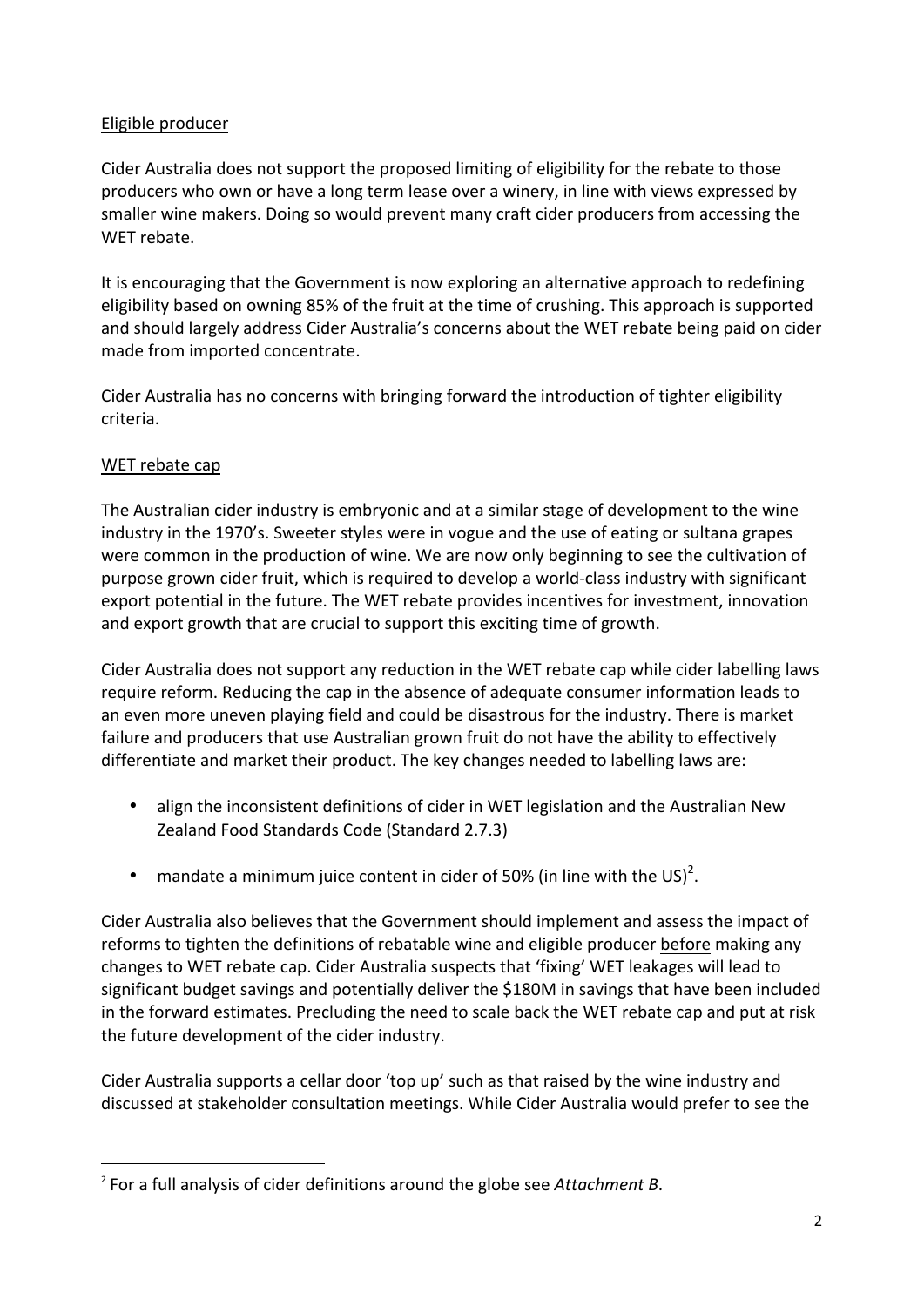Eligible producer

Cider Australia does not support the proposed limiting of eligibility for the rebate to those producers who own or have a long term lease over a winery, in line with views expressed by smaller wine makers. Doing so would prevent many craft cider producers from accessing the WET rebate.

It is encouraging that the Government is now exploring an alternative approach to redefining eligibility based on owning 85% of the fruit at the time of crushing. This approach is supported and should largely address Cider Australia's concerns about the WET rebate being paid on cider made from imported concentrate.

Cider Australia has no concerns with bringing forward the introduction of tighter eligibility criteria.

WET rebate cap

The Australian cider industry is embryonic and at a similar stage of development to the wine industry in the 1970's. Sweeter styles were in vogue and the use of eating or sultana grapes were common in the production of wine. We are now only beginning to see the cultivation of purpose grown cider fruit, which is required to develop a world-class industry with significant export potential in the future. The WET rebate provides incentives for investment, innovation and export growth that are crucial to support this exciting time of growth.

Cider Australia does not support any reduction in the WET rebate cap while cider labelling laws require reform. Reducing the cap in the absence of adequate consumer information leads to an even more uneven playing field and could be disastrous for the industry. There is market failure and producers that use Australian grown fruit do not have the ability to effectively differentiate and market their product. The key changes needed to labelling laws are:

- align the inconsistent definitions of cider in WET legislation and the Australian New Zealand Food Standards Code (Standard 2.7.3)
- mandate a minimum juice content in cider of 50% (in line with the US)[2].

Cider Australia also believes that the Government should implement and assess the impact of reforms to tighten the definitions of rebatable wine and eligible producer before making any changes to WET rebate cap. Cider Australia suspects that 'fixing' WET leakages will lead to significant budget savings and potentially deliver the $180M in savings that have been included in the forward estimates. Precluding the need to scale back the WET rebate cap and put at risk the future development of the cider industry.

Cider Australia supports a cellar door 'top up' such as that raised by the wine industry and discussed at stakeholder consultation meetings. While Cider Australia would prefer to see the

[2] For a full analysis of cider definitions around the globe see *Attachment B*.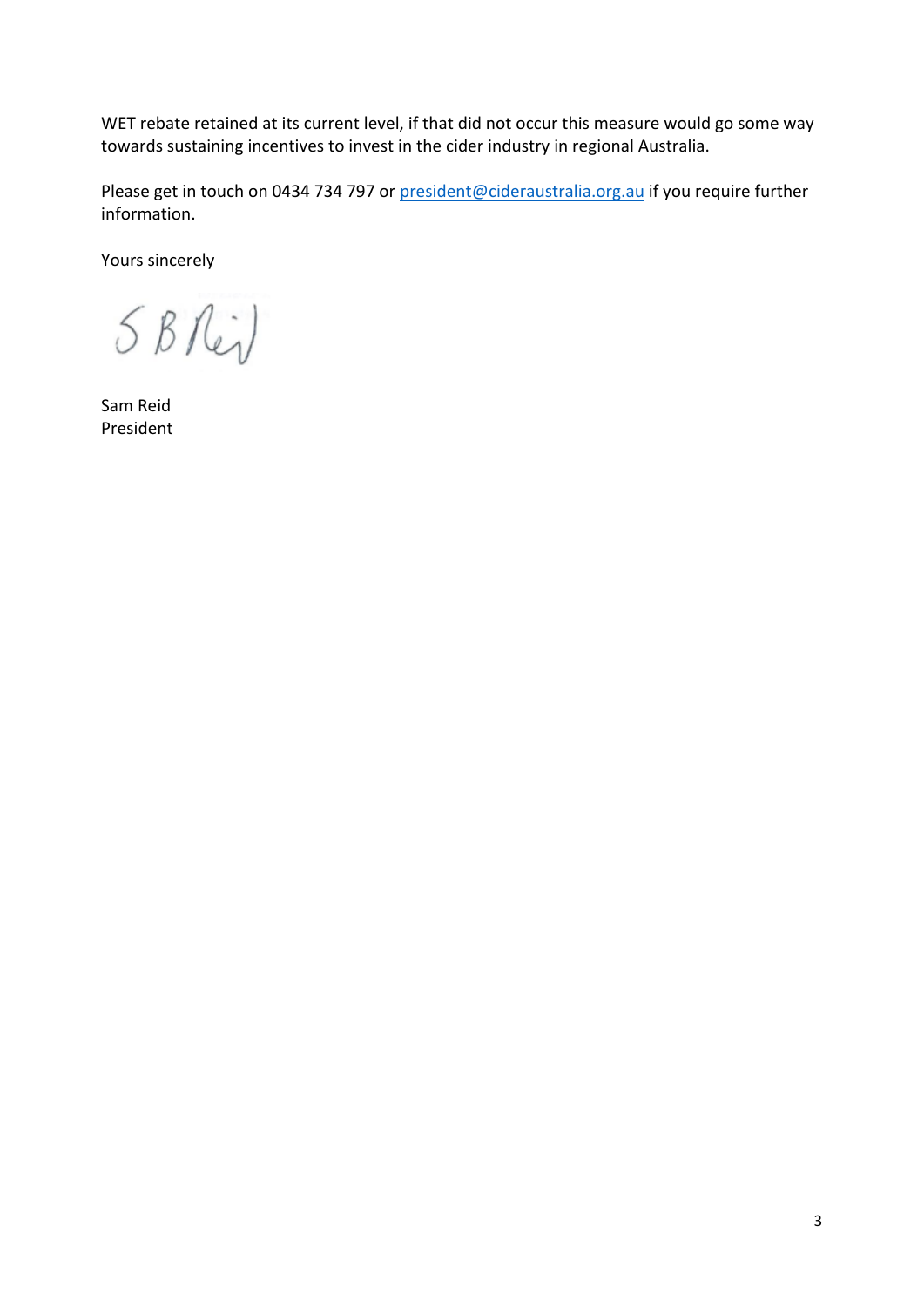WET rebate retained at its current level, if that did not occur this measure would go some way towards sustaining incentives to invest in the cider industry in regional Australia.

Please get in touch on 0434 734 797 or president@cideraustralia.org.au if you require further information.

Yours sincerely

Sam Reid
President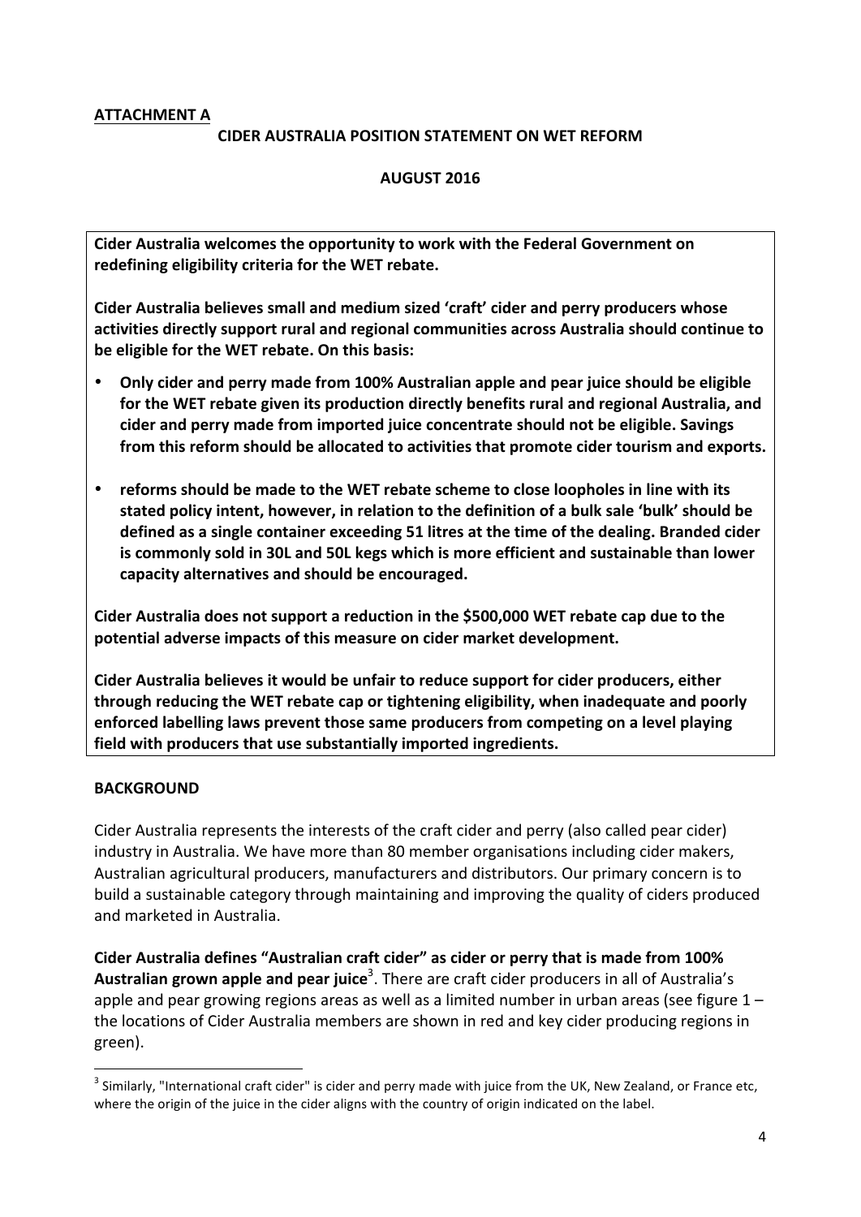**ATTACHMENT A**

**CIDER AUSTRALIA POSITION STATEMENT ON WET REFORM**

**AUGUST 2016**

**Cider Australia welcomes the opportunity to work with the Federal Government on redefining eligibility criteria for the WET rebate.**

**Cider Australia believes small and medium sized 'craft' cider and perry producers whose activities directly support rural and regional communities across Australia should continue to be eligible for the WET rebate. On this basis:**

- **Only cider and perry made from 100% Australian apple and pear juice should be eligible for the WET rebate given its production directly benefits rural and regional Australia, and cider and perry made from imported juice concentrate should not be eligible. Savings from this reform should be allocated to activities that promote cider tourism and exports.**
- **reforms should be made to the WET rebate scheme to close loopholes in line with its stated policy intent, however, in relation to the definition of a bulk sale 'bulk' should be defined as a single container exceeding 51 litres at the time of the dealing. Branded cider is commonly sold in 30L and 50L kegs which is more efficient and sustainable than lower capacity alternatives and should be encouraged.**

**Cider Australia does not support a reduction in the $500,000 WET rebate cap due to the potential adverse impacts of this measure on cider market development.**

**Cider Australia believes it would be unfair to reduce support for cider producers, either through reducing the WET rebate cap or tightening eligibility, when inadequate and poorly enforced labelling laws prevent those same producers from competing on a level playing field with producers that use substantially imported ingredients.**

## BACKGROUND

Cider Australia represents the interests of the craft cider and perry (also called pear cider) industry in Australia. We have more than 80 member organisations including cider makers, Australian agricultural producers, manufacturers and distributors. Our primary concern is to build a sustainable category through maintaining and improving the quality of ciders produced and marketed in Australia.

**Cider Australia defines "Australian craft cider" as cider or perry that is made from 100% Australian grown apple and pear juice**[3]. There are craft cider producers in all of Australia's apple and pear growing regions areas as well as a limited number in urban areas (see figure 1 – the locations of Cider Australia members are shown in red and key cider producing regions in green).

[3] Similarly, "International craft cider" is cider and perry made with juice from the UK, New Zealand, or France etc, where the origin of the juice in the cider aligns with the country of origin indicated on the label.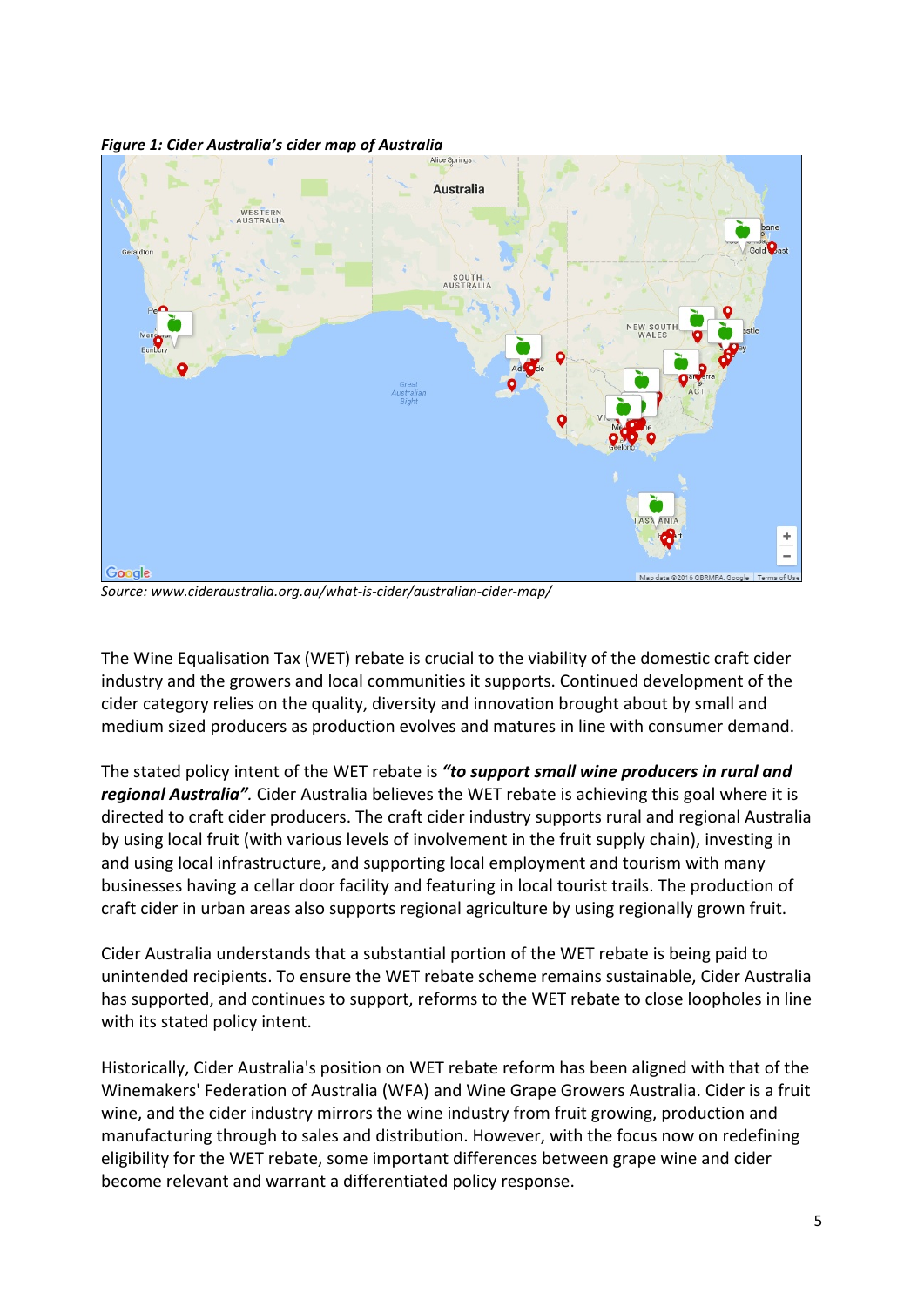***Figure 1: Cider Australia's cider map of Australia***

*Source: www.cideraustralia.org.au/what-is-cider/australian-cider-map/*

The Wine Equalisation Tax (WET) rebate is crucial to the viability of the domestic craft cider industry and the growers and local communities it supports. Continued development of the cider category relies on the quality, diversity and innovation brought about by small and medium sized producers as production evolves and matures in line with consumer demand.

The stated policy intent of the WET rebate is ***"to support small wine producers in rural and regional Australia"***. Cider Australia believes the WET rebate is achieving this goal where it is directed to craft cider producers. The craft cider industry supports rural and regional Australia by using local fruit (with various levels of involvement in the fruit supply chain), investing in and using local infrastructure, and supporting local employment and tourism with many businesses having a cellar door facility and featuring in local tourist trails. The production of craft cider in urban areas also supports regional agriculture by using regionally grown fruit.

Cider Australia understands that a substantial portion of the WET rebate is being paid to unintended recipients. To ensure the WET rebate scheme remains sustainable, Cider Australia has supported, and continues to support, reforms to the WET rebate to close loopholes in line with its stated policy intent.

Historically, Cider Australia's position on WET rebate reform has been aligned with that of the Winemakers' Federation of Australia (WFA) and Wine Grape Growers Australia. Cider is a fruit wine, and the cider industry mirrors the wine industry from fruit growing, production and manufacturing through to sales and distribution. However, with the focus now on redefining eligibility for the WET rebate, some important differences between grape wine and cider become relevant and warrant a differentiated policy response.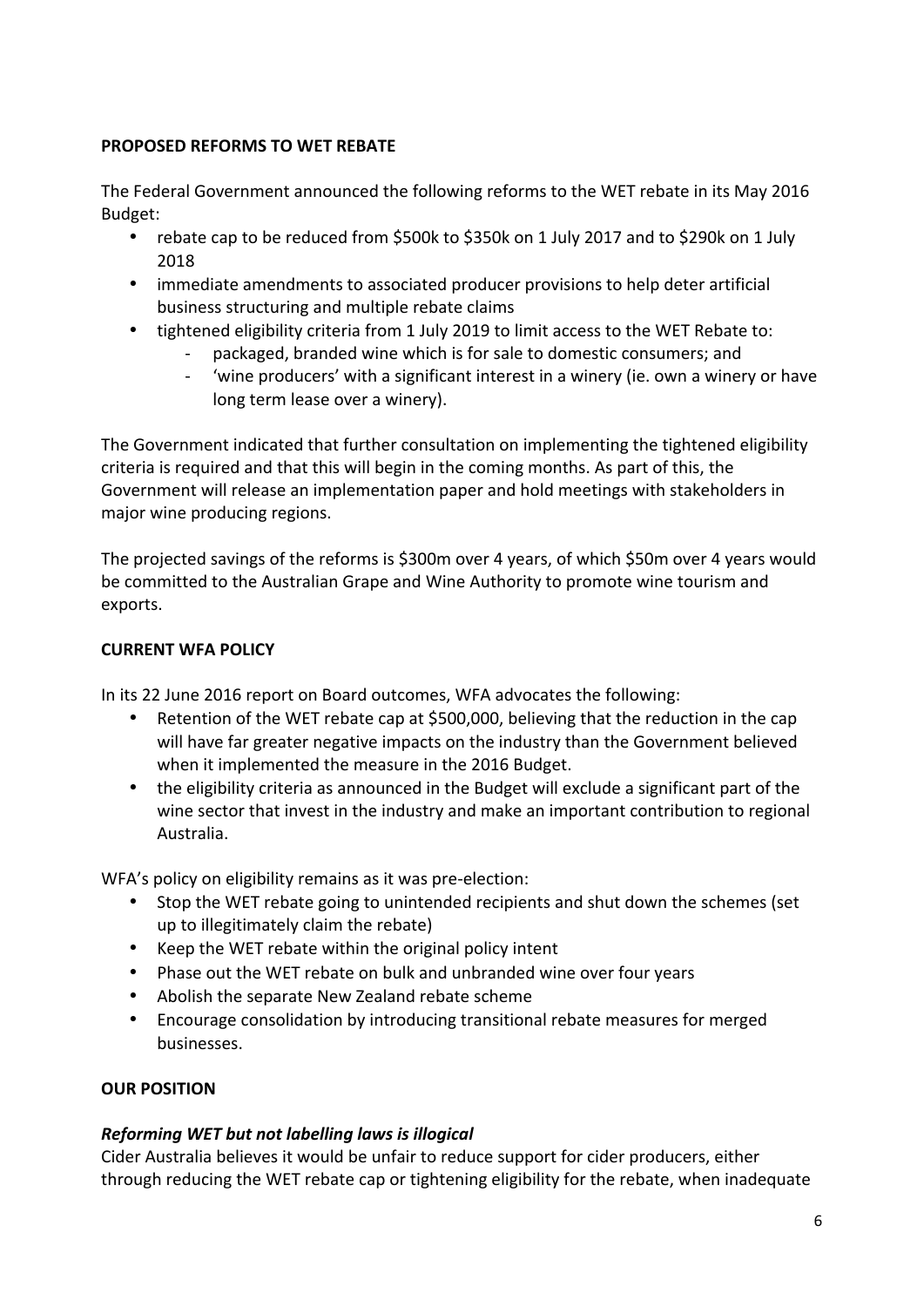## PROPOSED REFORMS TO WET REBATE

The Federal Government announced the following reforms to the WET rebate in its May 2016 Budget:

- rebate cap to be reduced from $500k to $350k on 1 July 2017 and to $290k on 1 July 2018
- immediate amendments to associated producer provisions to help deter artificial business structuring and multiple rebate claims
- tightened eligibility criteria from 1 July 2019 to limit access to the WET Rebate to:
    - packaged, branded wine which is for sale to domestic consumers; and
    - 'wine producers' with a significant interest in a winery (ie. own a winery or have long term lease over a winery).

The Government indicated that further consultation on implementing the tightened eligibility criteria is required and that this will begin in the coming months. As part of this, the Government will release an implementation paper and hold meetings with stakeholders in major wine producing regions.

The projected savings of the reforms is $300m over 4 years, of which $50m over 4 years would be committed to the Australian Grape and Wine Authority to promote wine tourism and exports.

## CURRENT WFA POLICY

In its 22 June 2016 report on Board outcomes, WFA advocates the following:

- Retention of the WET rebate cap at $500,000, believing that the reduction in the cap will have far greater negative impacts on the industry than the Government believed when it implemented the measure in the 2016 Budget.
- the eligibility criteria as announced in the Budget will exclude a significant part of the wine sector that invest in the industry and make an important contribution to regional Australia.

WFA's policy on eligibility remains as it was pre-election:

- Stop the WET rebate going to unintended recipients and shut down the schemes (set up to illegitimately claim the rebate)
- Keep the WET rebate within the original policy intent
- Phase out the WET rebate on bulk and unbranded wine over four years
- Abolish the separate New Zealand rebate scheme
- Encourage consolidation by introducing transitional rebate measures for merged businesses.

## OUR POSITION

### *Reforming WET but not labelling laws is illogical*

Cider Australia believes it would be unfair to reduce support for cider producers, either through reducing the WET rebate cap or tightening eligibility for the rebate, when inadequate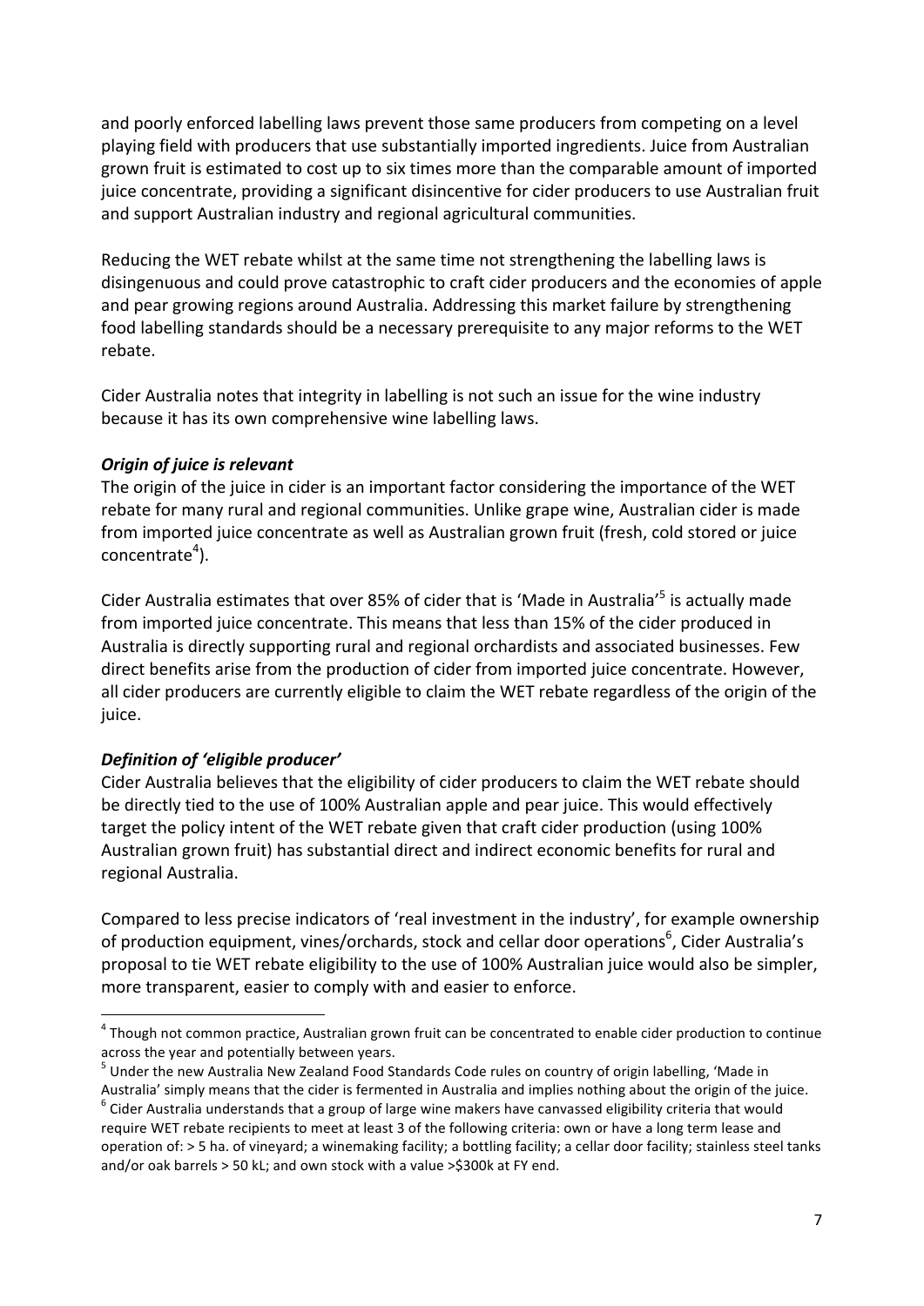and poorly enforced labelling laws prevent those same producers from competing on a level playing field with producers that use substantially imported ingredients. Juice from Australian grown fruit is estimated to cost up to six times more than the comparable amount of imported juice concentrate, providing a significant disincentive for cider producers to use Australian fruit and support Australian industry and regional agricultural communities.

Reducing the WET rebate whilst at the same time not strengthening the labelling laws is disingenuous and could prove catastrophic to craft cider producers and the economies of apple and pear growing regions around Australia. Addressing this market failure by strengthening food labelling standards should be a necessary prerequisite to any major reforms to the WET rebate.

Cider Australia notes that integrity in labelling is not such an issue for the wine industry because it has its own comprehensive wine labelling laws.

***Origin of juice is relevant***

The origin of the juice in cider is an important factor considering the importance of the WET rebate for many rural and regional communities. Unlike grape wine, Australian cider is made from imported juice concentrate as well as Australian grown fruit (fresh, cold stored or juice concentrate[4]).

Cider Australia estimates that over 85% of cider that is 'Made in Australia'[5] is actually made from imported juice concentrate. This means that less than 15% of the cider produced in Australia is directly supporting rural and regional orchardists and associated businesses. Few direct benefits arise from the production of cider from imported juice concentrate. However, all cider producers are currently eligible to claim the WET rebate regardless of the origin of the juice.

***Definition of 'eligible producer'***

Cider Australia believes that the eligibility of cider producers to claim the WET rebate should be directly tied to the use of 100% Australian apple and pear juice. This would effectively target the policy intent of the WET rebate given that craft cider production (using 100% Australian grown fruit) has substantial direct and indirect economic benefits for rural and regional Australia.

Compared to less precise indicators of 'real investment in the industry', for example ownership of production equipment, vines/orchards, stock and cellar door operations[6], Cider Australia's proposal to tie WET rebate eligibility to the use of 100% Australian juice would also be simpler, more transparent, easier to comply with and easier to enforce.

---

[4] Though not common practice, Australian grown fruit can be concentrated to enable cider production to continue across the year and potentially between years.

[5] Under the new Australia New Zealand Food Standards Code rules on country of origin labelling, 'Made in Australia' simply means that the cider is fermented in Australia and implies nothing about the origin of the juice.

[6] Cider Australia understands that a group of large wine makers have canvassed eligibility criteria that would require WET rebate recipients to meet at least 3 of the following criteria: own or have a long term lease and operation of: > 5 ha. of vineyard; a winemaking facility; a bottling facility; a cellar door facility; stainless steel tanks and/or oak barrels > 50 kL; and own stock with a value >$300k at FY end.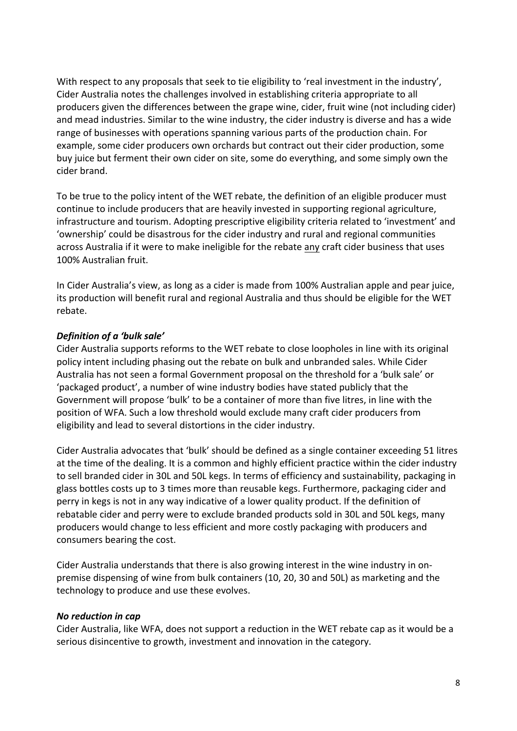With respect to any proposals that seek to tie eligibility to 'real investment in the industry', Cider Australia notes the challenges involved in establishing criteria appropriate to all producers given the differences between the grape wine, cider, fruit wine (not including cider) and mead industries. Similar to the wine industry, the cider industry is diverse and has a wide range of businesses with operations spanning various parts of the production chain. For example, some cider producers own orchards but contract out their cider production, some buy juice but ferment their own cider on site, some do everything, and some simply own the cider brand.

To be true to the policy intent of the WET rebate, the definition of an eligible producer must continue to include producers that are heavily invested in supporting regional agriculture, infrastructure and tourism. Adopting prescriptive eligibility criteria related to 'investment' and 'ownership' could be disastrous for the cider industry and rural and regional communities across Australia if it were to make ineligible for the rebate <u>any</u> craft cider business that uses 100% Australian fruit.

In Cider Australia's view, as long as a cider is made from 100% Australian apple and pear juice, its production will benefit rural and regional Australia and thus should be eligible for the WET rebate.

***Definition of a 'bulk sale'***

Cider Australia supports reforms to the WET rebate to close loopholes in line with its original policy intent including phasing out the rebate on bulk and unbranded sales. While Cider Australia has not seen a formal Government proposal on the threshold for a 'bulk sale' or 'packaged product', a number of wine industry bodies have stated publicly that the Government will propose 'bulk' to be a container of more than five litres, in line with the position of WFA. Such a low threshold would exclude many craft cider producers from eligibility and lead to several distortions in the cider industry.

Cider Australia advocates that 'bulk' should be defined as a single container exceeding 51 litres at the time of the dealing. It is a common and highly efficient practice within the cider industry to sell branded cider in 30L and 50L kegs. In terms of efficiency and sustainability, packaging in glass bottles costs up to 3 times more than reusable kegs. Furthermore, packaging cider and perry in kegs is not in any way indicative of a lower quality product. If the definition of rebatable cider and perry were to exclude branded products sold in 30L and 50L kegs, many producers would change to less efficient and more costly packaging with producers and consumers bearing the cost.

Cider Australia understands that there is also growing interest in the wine industry in on-premise dispensing of wine from bulk containers (10, 20, 30 and 50L) as marketing and the technology to produce and use these evolves.

***No reduction in cap***

Cider Australia, like WFA, does not support a reduction in the WET rebate cap as it would be a serious disincentive to growth, investment and innovation in the category.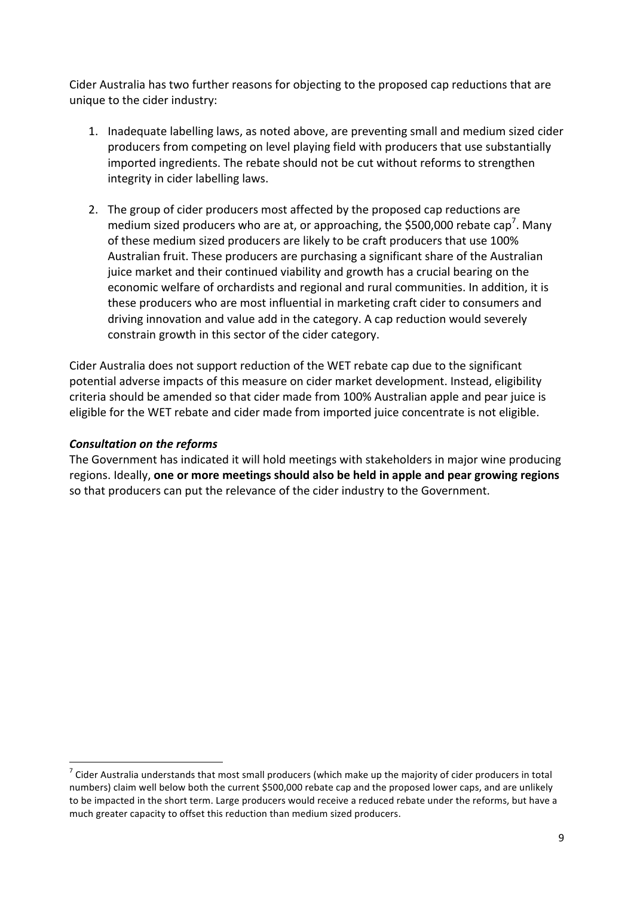Cider Australia has two further reasons for objecting to the proposed cap reductions that are unique to the cider industry:

1. Inadequate labelling laws, as noted above, are preventing small and medium sized cider producers from competing on level playing field with producers that use substantially imported ingredients. The rebate should not be cut without reforms to strengthen integrity in cider labelling laws.

2. The group of cider producers most affected by the proposed cap reductions are medium sized producers who are at, or approaching, the $500,000 rebate cap[7]. Many of these medium sized producers are likely to be craft producers that use 100% Australian fruit. These producers are purchasing a significant share of the Australian juice market and their continued viability and growth has a crucial bearing on the economic welfare of orchardists and regional and rural communities. In addition, it is these producers who are most influential in marketing craft cider to consumers and driving innovation and value add in the category. A cap reduction would severely constrain growth in this sector of the cider category.

Cider Australia does not support reduction of the WET rebate cap due to the significant potential adverse impacts of this measure on cider market development. Instead, eligibility criteria should be amended so that cider made from 100% Australian apple and pear juice is eligible for the WET rebate and cider made from imported juice concentrate is not eligible.

***Consultation on the reforms***

The Government has indicated it will hold meetings with stakeholders in major wine producing regions. Ideally, **one or more meetings should also be held in apple and pear growing regions** so that producers can put the relevance of the cider industry to the Government.

---

[7] Cider Australia understands that most small producers (which make up the majority of cider producers in total numbers) claim well below both the current $500,000 rebate cap and the proposed lower caps, and are unlikely to be impacted in the short term. Large producers would receive a reduced rebate under the reforms, but have a much greater capacity to offset this reduction than medium sized producers.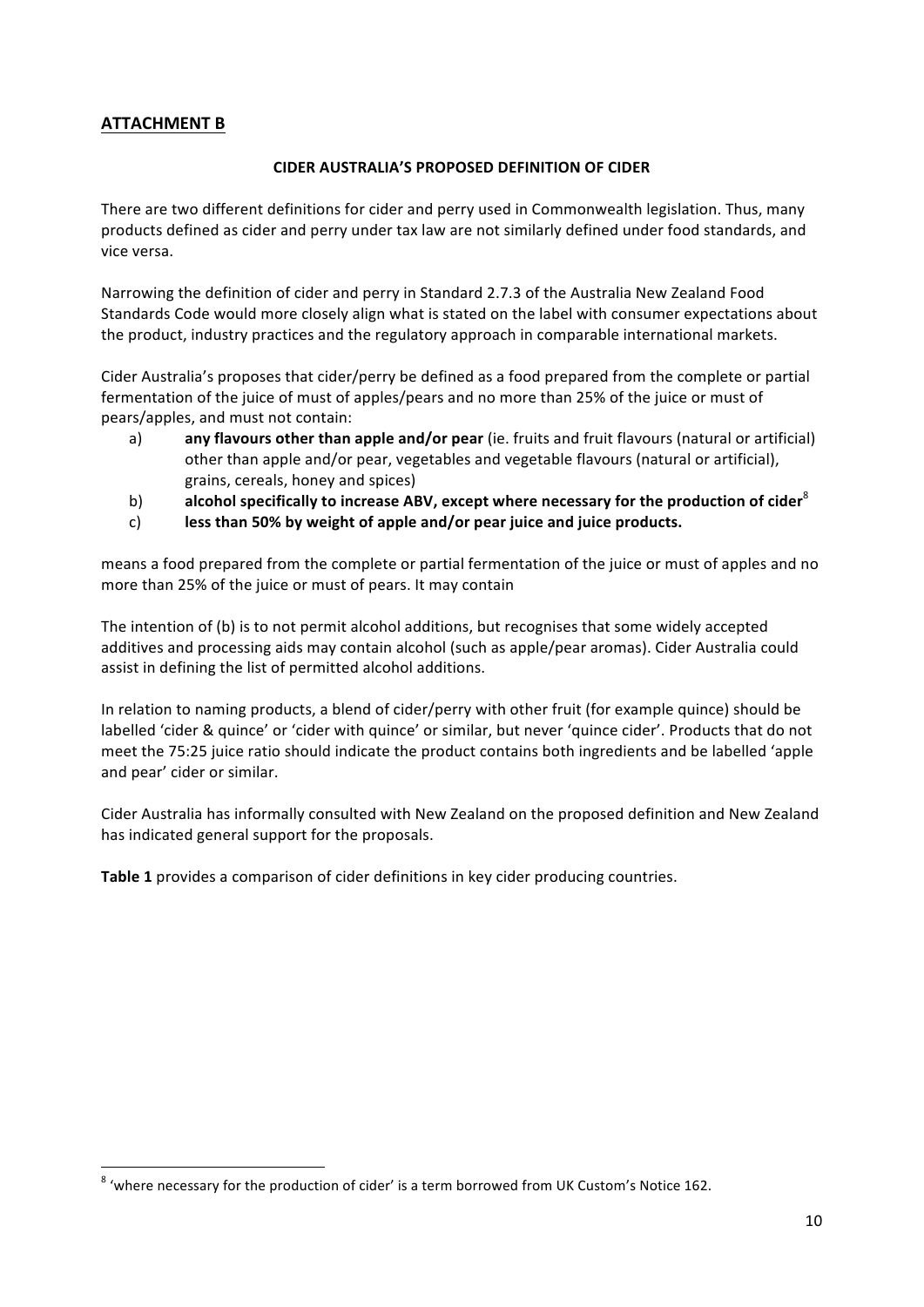## ATTACHMENT B

### CIDER AUSTRALIA'S PROPOSED DEFINITION OF CIDER

There are two different definitions for cider and perry used in Commonwealth legislation. Thus, many products defined as cider and perry under tax law are not similarly defined under food standards, and vice versa.

Narrowing the definition of cider and perry in Standard 2.7.3 of the Australia New Zealand Food Standards Code would more closely align what is stated on the label with consumer expectations about the product, industry practices and the regulatory approach in comparable international markets.

Cider Australia's proposes that cider/perry be defined as a food prepared from the complete or partial fermentation of the juice of must of apples/pears and no more than 25% of the juice or must of pears/apples, and must not contain:

a) **any flavours other than apple and/or pear** (ie. fruits and fruit flavours (natural or artificial) other than apple and/or pear, vegetables and vegetable flavours (natural or artificial), grains, cereals, honey and spices)

b) **alcohol specifically to increase ABV, except where necessary for the production of cider**[8]

c) **less than 50% by weight of apple and/or pear juice and juice products.**

means a food prepared from the complete or partial fermentation of the juice or must of apples and no more than 25% of the juice or must of pears. It may contain

The intention of (b) is to not permit alcohol additions, but recognises that some widely accepted additives and processing aids may contain alcohol (such as apple/pear aromas). Cider Australia could assist in defining the list of permitted alcohol additions.

In relation to naming products, a blend of cider/perry with other fruit (for example quince) should be labelled 'cider & quince' or 'cider with quince' or similar, but never 'quince cider'. Products that do not meet the 75:25 juice ratio should indicate the product contains both ingredients and be labelled 'apple and pear' cider or similar.

Cider Australia has informally consulted with New Zealand on the proposed definition and New Zealand has indicated general support for the proposals.

**Table 1** provides a comparison of cider definitions in key cider producing countries.

---

[8] 'where necessary for the production of cider' is a term borrowed from UK Custom's Notice 162.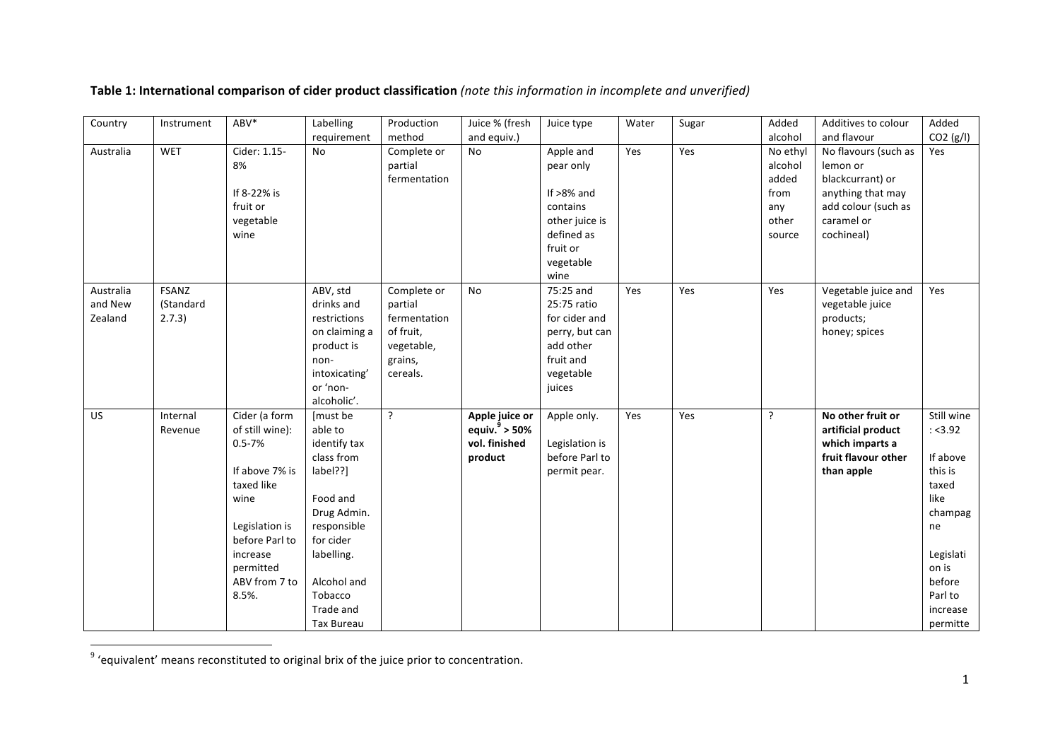**Table 1: International comparison of cider product classification** *(note this information in incomplete and unverified)*

| Country | Instrument | ABV* | Labelling requirement | Production method | Juice % (fresh and equiv.) | Juice type | Water | Sugar | Added alcohol | Additives to colour and flavour | Added CO2 (g/l) |
|---|---|---|---|---|---|---|---|---|---|---|---|
| Australia | WET | Cider: 1.15-8%<br><br>If 8-22% is fruit or vegetable wine | No | Complete or partial fermentation | No | Apple and pear only<br><br>If >8% and contains other juice is defined as fruit or vegetable wine | Yes | Yes | No ethyl alcohol added from any other source | No flavours (such as lemon or blackcurrant) or anything that may add colour (such as caramel or cochineal) | Yes |
| Australia and New Zealand | FSANZ (Standard 2.7.3) | | ABV, std drinks and restrictions on claiming a product is non-intoxicating' or 'non-alcoholic'. | Complete or partial fermentation of fruit, vegetable, grains, cereals. | No | 75:25 and 25:75 ratio for cider and perry, but can add other fruit and vegetable juices | Yes | Yes | Yes | Vegetable juice and vegetable juice products;<br>honey; spices | Yes |
| US | Internal Revenue | Cider (a form of still wine): 0.5-7%<br><br>If above 7% is taxed like wine<br><br>Legislation is before Parl to increase permitted ABV from 7 to 8.5%. | [must be able to identify tax class from label??]<br><br>Food and Drug Admin. responsible for cider labelling.<br><br>Alcohol and Tobacco Trade and Tax Bureau | ? | **Apple juice or equiv.[9] > 50% vol. finished product** | Apple only.<br><br>Legislation is before Parl to permit pear. | Yes | Yes | ? | **No other fruit or artificial product which imparts a fruit flavour other than apple** | Still wine : <3.92<br><br>If above this is taxed like champagne<br><br>Legislation is before Parl to increase permitte |

[9] 'equivalent' means reconstituted to original brix of the juice prior to concentration.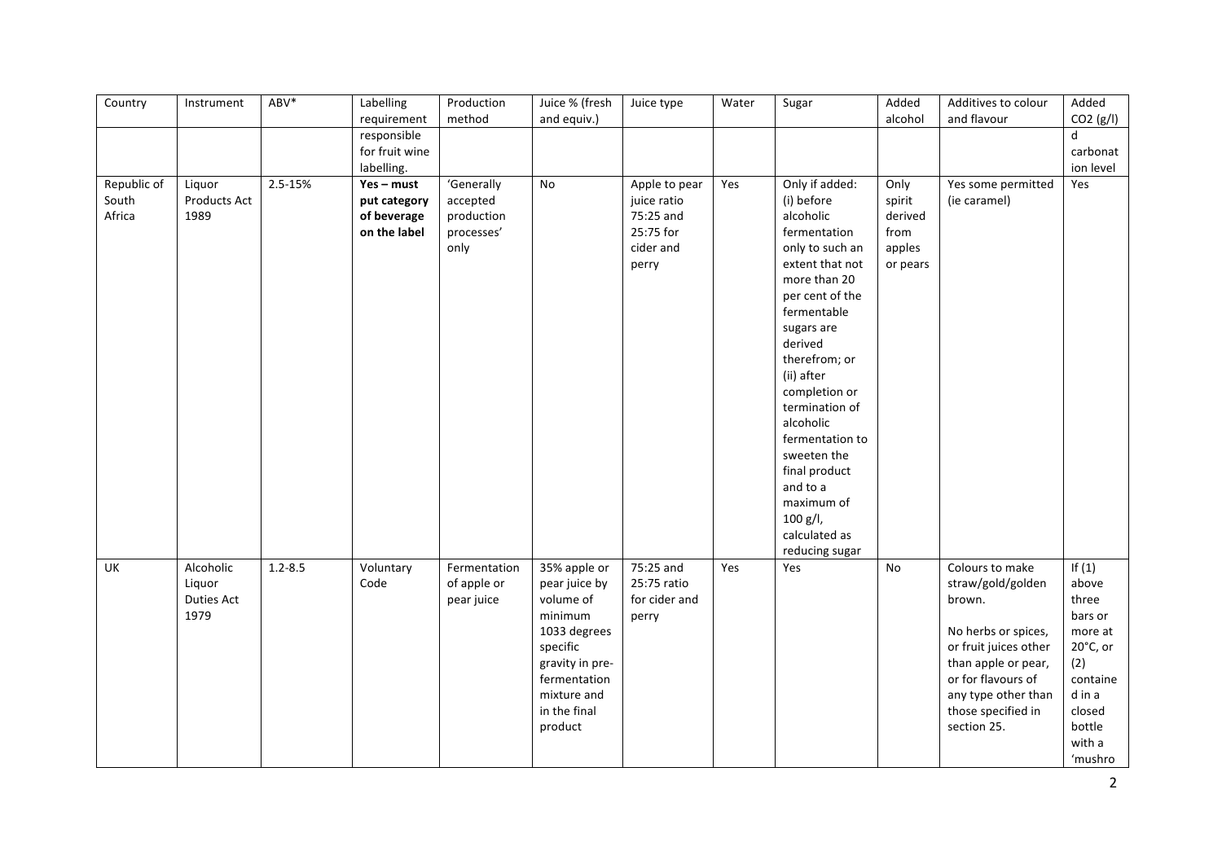| Country | Instrument | ABV* | Labelling requirement | Production method | Juice % (fresh and equiv.) | Juice type | Water | Sugar | Added alcohol | Additives to colour and flavour | Added CO2 (g/l) |
|---|---|---|---|---|---|---|---|---|---|---|---|
| | | | responsible for fruit wine labelling. | | | | | | | | d carbonation level |
| Republic of South Africa | Liquor Products Act 1989 | 2.5-15% | **Yes – must put category of beverage on the label** | 'Generally accepted production processes' only | No | Apple to pear juice ratio 75:25 and 25:75 for cider and perry | Yes | Only if added: (i) before alcoholic fermentation only to such an extent that not more than 20 per cent of the fermentable sugars are derived therefrom; or (ii) after completion or termination of alcoholic fermentation to sweeten the final product and to a maximum of 100 g/l, calculated as reducing sugar | Only spirit derived from apples or pears | Yes some permitted (ie caramel) | Yes |
| UK | Alcoholic Liquor Duties Act 1979 | 1.2-8.5 | Voluntary Code | Fermentation of apple or pear juice | 35% apple or pear juice by volume of minimum 1033 degrees specific gravity in pre-fermentation mixture and in the final product | 75:25 and 25:75 ratio for cider and perry | Yes | Yes | No | Colours to make straw/gold/golden brown.<br><br>No herbs or spices, or fruit juices other than apple or pear, or for flavours of any type other than those specified in section 25. | If (1) above three bars or more at 20°C, or (2) contained in a closed bottle with a 'mushro |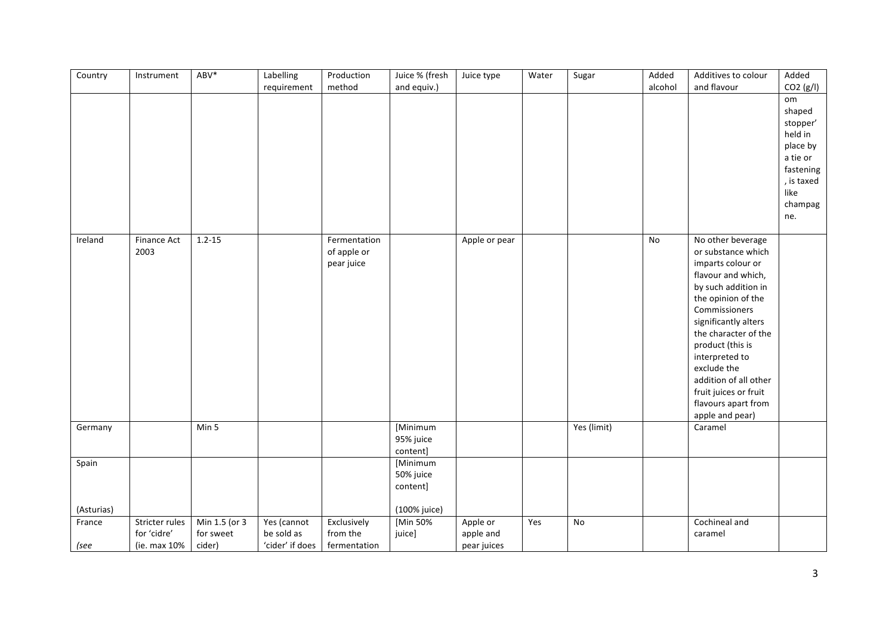| Country | Instrument | ABV* | Labelling requirement | Production method | Juice % (fresh and equiv.) | Juice type | Water | Sugar | Added alcohol | Additives to colour and flavour | Added CO2 (g/l) |
|---|---|---|---|---|---|---|---|---|---|---|---|
| | | | | | | | | | | | om shaped stopper' held in place by a tie or fastening, is taxed like champagne. |
| Ireland | Finance Act 2003 | 1.2-15 | | Fermentation of apple or pear juice | | Apple or pear | | | No | No other beverage or substance which imparts colour or flavour and which, by such addition in the opinion of the Commissioners significantly alters the character of the product (this is interpreted to exclude the addition of all other fruit juices or fruit flavours apart from apple and pear) | |
| Germany | | Min 5 | | | [Minimum 95% juice content] | | | Yes (limit) | | Caramel | |
| Spain<br><br>(Asturias) | | | | | [Minimum 50% juice content]<br><br>(100% juice) | | | | | | |
| France<br><br>*(see* | Stricter rules for 'cidre' (ie. max 10% | Min 1.5 (or 3 for sweet cider) | Yes (cannot be sold as 'cider' if does | Exclusively from the fermentation | [Min 50% juice] | Apple or apple and pear juices | Yes | No | | Cochineal and caramel | |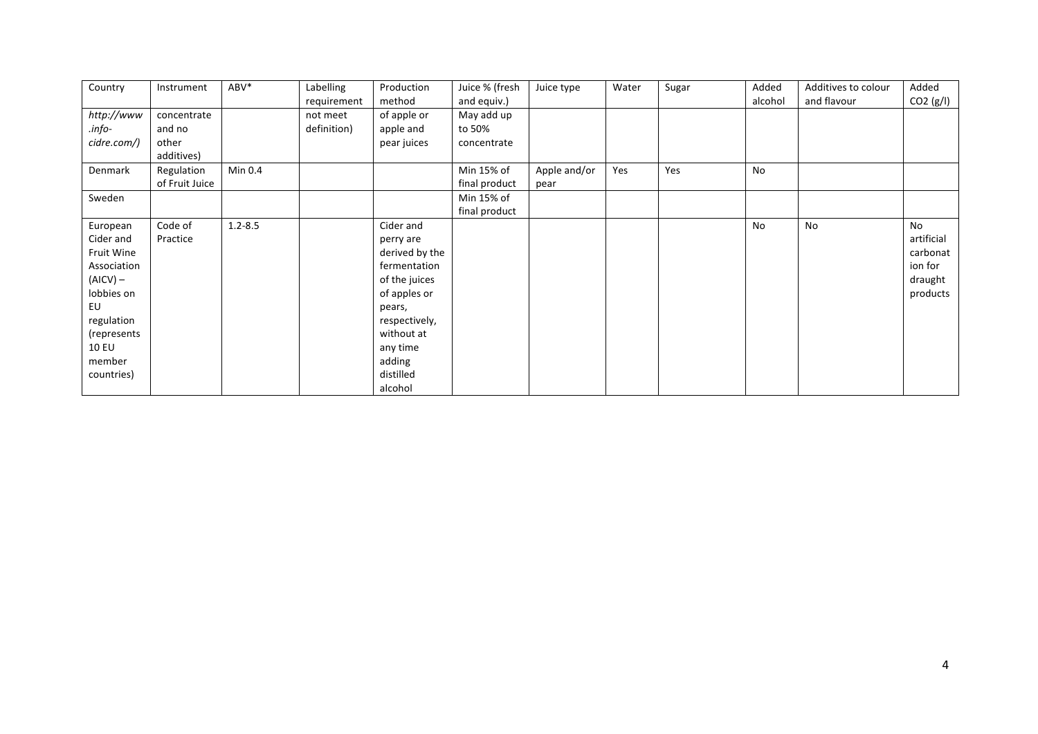| Country | Instrument | ABV* | Labelling requirement | Production method | Juice % (fresh and equiv.) | Juice type | Water | Sugar | Added alcohol | Additives to colour and flavour | Added $CO_2$ (g/l) |
|---|---|---|---|---|---|---|---|---|---|---|---|
| *http://www.info-cidre.com/)* | concentrate and no other additives) | | not meet definition) | of apple or apple and pear juices | May add up to 50% concentrate | | | | | | |
| Denmark | Regulation of Fruit Juice | Min 0.4 | | | Min 15% of final product | Apple and/or pear | Yes | Yes | No | | |
| Sweden | | | | | Min 15% of final product | | | | | | |
| European Cider and Fruit Wine Association (AICV) – lobbies on EU regulation (represents 10 EU member countries) | Code of Practice | 1.2-8.5 | | Cider and perry are derived by the fermentation of the juices of apples or pears, respectively, without at any time adding distilled alcohol | | | | | No | No | No artificial carbonation for draught products |